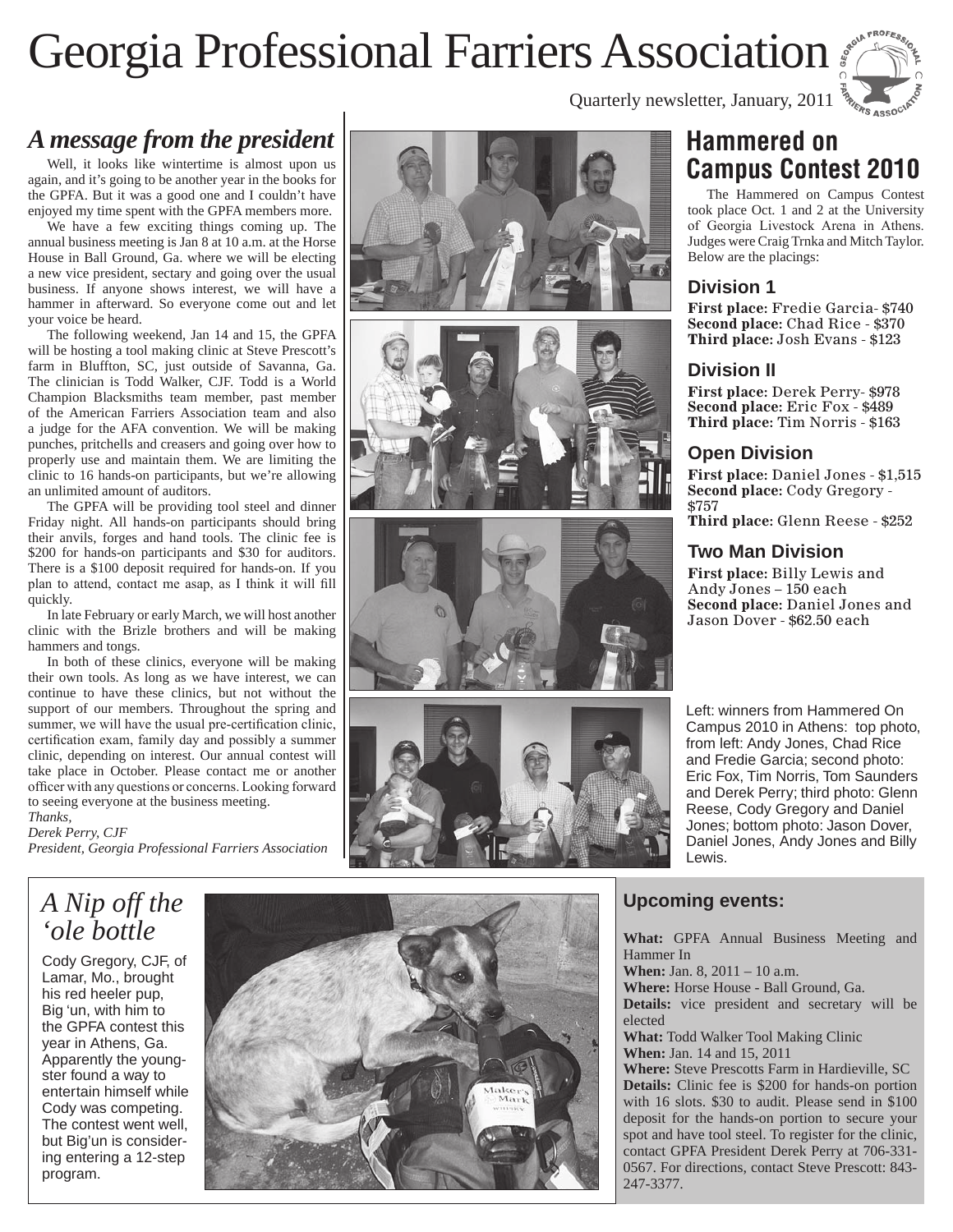# Georgia Professional Farriers Association

Quarterly newsletter, January, 2011

## *A message from the president*

Well, it looks like wintertime is almost upon us again, and it's going to be another year in the books for the GPFA. But it was a good one and I couldn't have enjoyed my time spent with the GPFA members more.

We have a few exciting things coming up. The annual business meeting is Jan 8 at 10 a.m. at the Horse House in Ball Ground, Ga. where we will be electing a new vice president, sectary and going over the usual business. If anyone shows interest, we will have a hammer in afterward. So everyone come out and let your voice be heard.

The following weekend, Jan 14 and 15, the GPFA will be hosting a tool making clinic at Steve Prescott's farm in Bluffton, SC, just outside of Savanna, Ga. The clinician is Todd Walker, CJF. Todd is a World Champion Blacksmiths team member, past member of the American Farriers Association team and also a judge for the AFA convention. We will be making punches, pritchells and creasers and going over how to properly use and maintain them. We are limiting the clinic to 16 hands-on participants, but we're allowing an unlimited amount of auditors.

The GPFA will be providing tool steel and dinner Friday night. All hands-on participants should bring their anvils, forges and hand tools. The clinic fee is $200 for hands-on participants and $30 for auditors. There is a $100 deposit required for hands-on. If you plan to attend, contact me asap, as I think it will fill quickly.

In late February or early March, we will host another clinic with the Brizle brothers and will be making hammers and tongs.

In both of these clinics, everyone will be making their own tools. As long as we have interest, we can continue to have these clinics, but not without the support of our members. Throughout the spring and summer, we will have the usual pre-certification clinic, certification exam, family day and possibly a summer clinic, depending on interest. Our annual contest will take place in October. Please contact me or another officer with any questions or concerns. Looking forward to seeing everyone at the business meeting.

*Thanks,*
*Derek Perry, CJF*
*President, Georgia Professional Farriers Association*

## Hammered on Campus Contest 2010

The Hammered on Campus Contest took place Oct. 1 and 2 at the University of Georgia Livestock Arena in Athens. Judges were Craig Trnka and Mitch Taylor. Below are the placings:

### Division 1

**First place:** Fredie Garcia- $740
**Second place:** Chad Rice - $370
**Third place:** Josh Evans - $123

### Division II

**First place:** Derek Perry- $978
**Second place:** Eric Fox - $489
**Third place:** Tim Norris - $163

### Open Division

**First place:** Daniel Jones - $1,515
**Second place:** Cody Gregory - $757
**Third place:** Glenn Reese - $252

### Two Man Division

**First place:** Billy Lewis and Andy Jones – 150 each
**Second place:** Daniel Jones and Jason Dover - $62.50 each

Left: winners from Hammered On Campus 2010 in Athens: top photo, from left: Andy Jones, Chad Rice and Fredie Garcia; second photo: Eric Fox, Tim Norris, Tom Saunders and Derek Perry; third photo: Glenn Reese, Cody Gregory and Daniel Jones; bottom photo: Jason Dover, Daniel Jones, Andy Jones and Billy Lewis.

## *A Nip off the 'ole bottle*

Cody Gregory, CJF, of Lamar, Mo., brought his red heeler pup, Big 'un, with him to the GPFA contest this year in Athens, Ga. Apparently the youngster found a way to entertain himself while Cody was competing. The contest went well, but Big'un is considering entering a 12-step program.

### Upcoming events:

**What:** GPFA Annual Business Meeting and Hammer In
**When:** Jan. 8, 2011 – 10 a.m.
**Where:** Horse House - Ball Ground, Ga.
**Details:** vice president and secretary will be elected

**What:** Todd Walker Tool Making Clinic
**When:** Jan. 14 and 15, 2011
**Where:** Steve Prescotts Farm in Hardieville, SC
**Details:** Clinic fee is $200 for hands-on portion with 16 slots. $30 to audit. Please send in $100 deposit for the hands-on portion to secure your spot and have tool steel. To register for the clinic, contact GPFA President Derek Perry at 706-331-0567. For directions, contact Steve Prescott: 843-247-3377.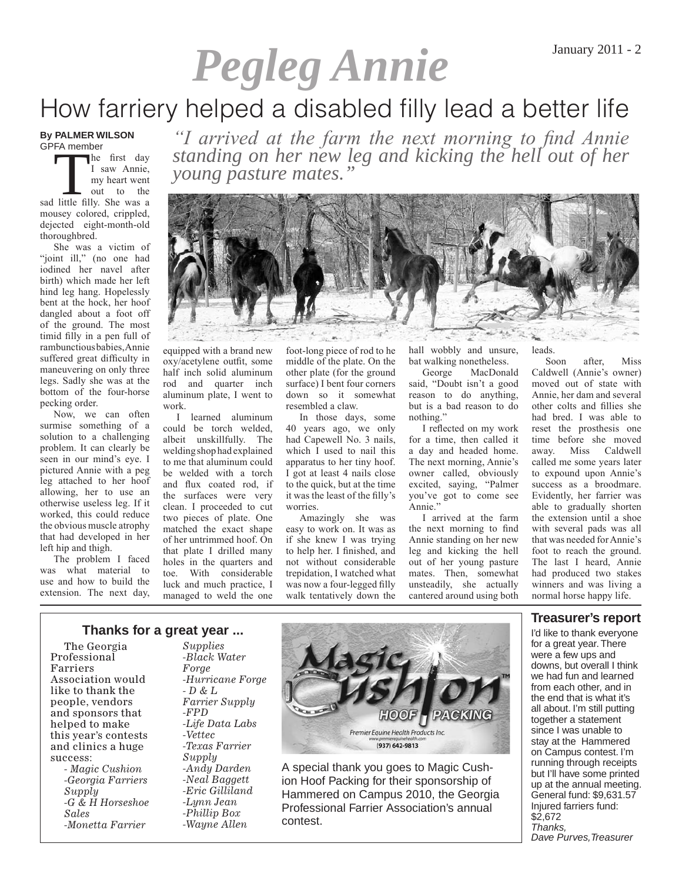# Pegleg Annie

## How farriery helped a disabled filly lead a better life

**By PALMER WILSON**
GPFA member

*"I arrived at the farm the next morning to find Annie standing on her new leg and kicking the hell out of her young pasture mates."*

The first day I saw Annie, my heart went out to the sad little filly. She was a mousey colored, crippled, dejected eight-month-old thoroughbred.

She was a victim of "joint ill," (no one had iodined her navel after birth) which made her left hind leg hang. Hopelessly bent at the hock, her hoof dangled about a foot off of the ground. The most timid filly in a pen full of rambunctious babies, Annie suffered great difficulty in maneuvering on only three legs. Sadly she was at the bottom of the four-horse pecking order.

Now, we can often surmise something of a solution to a challenging problem. It can clearly be seen in our mind's eye. I pictured Annie with a peg leg attached to her hoof allowing, her to use an otherwise useless leg. If it worked, this could reduce the obvious muscle atrophy that had developed in her left hip and thigh.

The problem I faced was what material to use and how to build the extension. The next day, equipped with a brand new oxy/acetylene outfit, some half inch solid aluminum rod and quarter inch aluminum plate, I went to work.

I learned aluminum could be torch welded, albeit unskillfully. The welding shop had explained to me that aluminum could be welded with a torch and flux coated rod, if the surfaces were very clean. I proceeded to cut two pieces of plate. One matched the exact shape of her untrimmed hoof. On that plate I drilled many holes in the quarters and toe. With considerable luck and much practice, I managed to weld the one foot-long piece of rod to he middle of the plate. On the other plate (for the ground surface) I bent four corners down so it somewhat resembled a claw.

In those days, some 40 years ago, we only had Capewell No. 3 nails, which I used to nail this apparatus to her tiny hoof. I got at least 4 nails close to the quick, but at the time it was the least of the filly's worries.

Amazingly she was easy to work on. It was as if she knew I was trying to help her. I finished, and not without considerable trepidation, I watched what was now a four-legged filly walk tentatively down the hall wobbly and unsure, bat walking nonetheless.

George MacDonald said, "Doubt isn't a good reason to do anything, but is a bad reason to do nothing."

I reflected on my work for a time, then called it a day and headed home. The next morning, Annie's owner called, obviously excited, saying, "Palmer you've got to come see Annie."

I arrived at the farm the next morning to find Annie standing on her new leg and kicking the hell out of her young pasture mates. Then, somewhat unsteadily, she actually cantered around using both leads.

Soon after, Miss Caldwell (Annie's owner) moved out of state with Annie, her dam and several other colts and fillies she had bred. I was able to reset the prosthesis one time before she moved away. Miss Caldwell called me some years later to expound upon Annie's success as a broodmare. Evidently, her farrier was able to gradually shorten the extension until a shoe with several pads was all that was needed for Annie's foot to reach the ground. The last I heard, Annie had produced two stakes winners and was living a normal horse happy life.

### Thanks for a great year ...

The Georgia Professional Farriers Association would like to thank the people, vendors and sponsors that helped to make this year's contests and clinics a huge success:

- *Magic Cushion*
- *Georgia Farriers Supply*
- *G & H Horseshoe Sales*
- *Monetta Farrier Supplies*
- *Black Water Forge*
- *Hurricane Forge*
- *D & L Farrier Supply*
- *FPD*
- *Life Data Labs*
- *Vettec*
- *Texas Farrier Supply*
- *Andy Darden*
- *Neal Baggett*
- *Eric Gilliland*
- *Lynn Jean*
- *Phillip Box*
- *Wayne Allen*

Magic Cushion™ HOOF PACKING
Premier Equine Health Products Inc.
www.premierequinehealth.com
(937) 642-9813

A special thank you goes to Magic Cushion Hoof Packing for their sponsorship of Hammered on Campus 2010, the Georgia Professional Farrier Association's annual contest.

### Treasurer's report

I'd like to thank everyone for a great year. There were a few ups and downs, but overall I think we had fun and learned from each other, and in the end that is what it's all about. I'm still putting together a statement since I was unable to stay at the Hammered on Campus contest. I'm running through receipts but I'll have some printed up at the annual meeting.

General fund: $9,631.57
Injured farriers fund: $2,672

*Thanks,*
*Dave Purves, Treasurer*